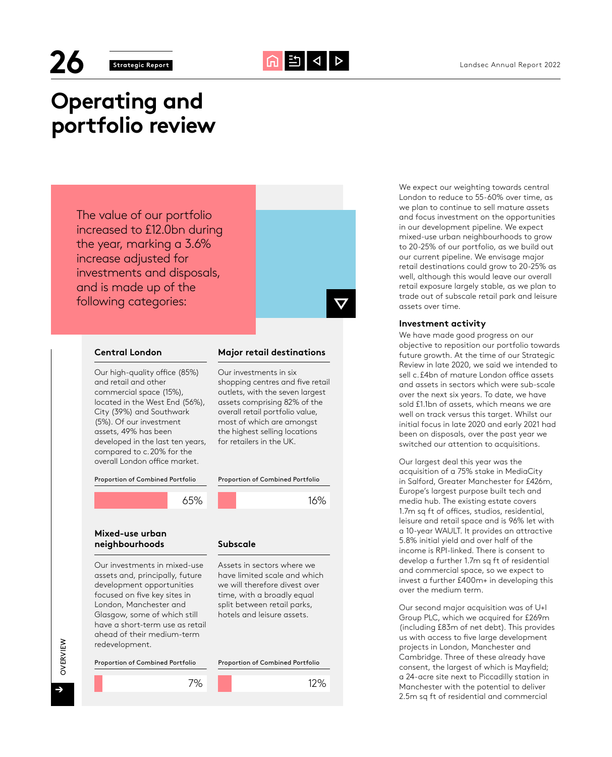# Operating and portfolio review

The value of our portfolio increased to £12.0bn during the year, marking a 3.6% increase adjusted for investments and disposals, and is made up of the following categories:

### Central London

Our high-quality office (85%) and retail and other commercial space (15%), located in the West End (56%), City (39%) and Southwark (5%). Of our investment assets, 49% has been developed in the last ten years, compared to c. 20% for the overall London office market.

Proportion of Combined Portfolio

65%

### Major retail destinations

Our investments in six shopping centres and five retail outlets, with the seven largest assets comprising 82% of the overall retail portfolio value, most of which are amongst the highest selling locations for retailers in the UK.

Proportion of Combined Portfolio

16%

### Mixed-use urban neighbourhoods

Our investments in mixed-use assets and, principally, future development opportunities focused on five key sites in London, Manchester and Glasgow, some of which still have a short-term use as retail ahead of their medium-term redevelopment.

Proportion of Combined Portfolio

7%

### Subscale

Assets in sectors where we have limited scale and which we will therefore divest over time, with a broadly equal split between retail parks, hotels and leisure assets.

Proportion of Combined Portfolio

12%

We expect our weighting towards central London to reduce to 55-60% over time, as we plan to continue to sell mature assets and focus investment on the opportunities in our development pipeline. We expect mixed-use urban neighbourhoods to grow to 20-25% of our portfolio, as we build out our current pipeline. We envisage major retail destinations could grow to 20-25% as well, although this would leave our overall retail exposure largely stable, as we plan to trade out of subscale retail park and leisure assets over time.

### Investment activity

We have made good progress on our objective to reposition our portfolio towards future growth. At the time of our Strategic Review in late 2020, we said we intended to sell c. £4bn of mature London office assets and assets in sectors which were sub-scale over the next six years. To date, we have sold £1.1bn of assets, which means we are well on track versus this target. Whilst our initial focus in late 2020 and early 2021 had been on disposals, over the past year we switched our attention to acquisitions.

Our largest deal this year was the acquisition of a 75% stake in MediaCity in Salford, Greater Manchester for £426m, Europe's largest purpose built tech and media hub. The existing estate covers 1.7m sq ft of offices, studios, residential, leisure and retail space and is 96% let with a 10-year WAULT. It provides an attractive 5.8% initial yield and over half of the income is RPI-linked. There is consent to develop a further 1.7m sq ft of residential and commercial space, so we expect to invest a further £400m+ in developing this over the medium term.

Our second major acquisition was of U+I Group PLC, which we acquired for £269m (including £83m of net debt). This provides us with access to five large development projects in London, Manchester and Cambridge. Three of these already have consent, the largest of which is Mayfield; a 24-acre site next to Piccadilly station in Manchester with the potential to deliver 2.5m sq ft of residential and commercial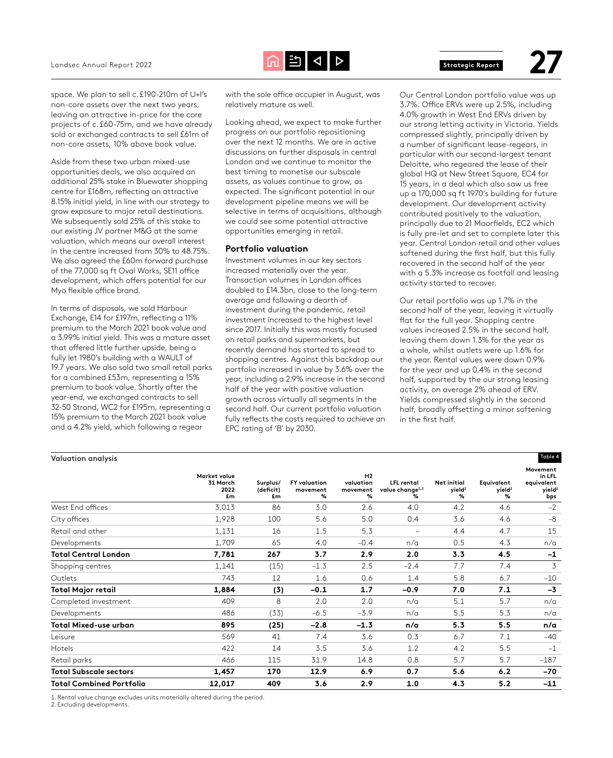space. We plan to sell c. £190-210m of U+I's non-core assets over the next two years, leaving an attractive in-price for the core projects of c. £60-75m, and we have already sold or exchanged contracts to sell £61m of non-core assets, 10% above book value.

Aside from these two urban mixed-use opportunities deals, we also acquired an additional 25% stake in Bluewater shopping centre for £168m, reflecting an attractive 8.15% initial yield, in line with our strategy to grow exposure to major retail destinations. We subsequently sold 25% of this stake to our existing JV partner M&G at the same valuation, which means our overall interest in the centre increased from 30% to 48.75%. We also agreed the £60m forward purchase of the 77,000 sq ft Oval Works, SE11 office development, which offers potential for our Myo flexible office brand.

In terms of disposals, we sold Harbour Exchange, E14 for £197m, reflecting a 11% premium to the March 2021 book value and a 3.99% initial yield. This was a mature asset that offered little further upside, being a fully let 1980's building with a WAULT of 19.7 years. We also sold two small retail parks for a combined £53m, representing a 15% premium to book value. Shortly after the year-end, we exchanged contracts to sell 32-50 Strand, WC2 for £195m, representing a 15% premium to the March 2021 book value and a 4.2% yield, which following a regear with the sole office occupier in August, was relatively mature as well.

Looking ahead, we expect to make further progress on our portfolio repositioning over the next 12 months. We are in active discussions on further disposals in central London and we continue to monitor the best timing to monetise our subscale assets, as values continue to grow, as expected. The significant potential in our development pipeline means we will be selective in terms of acquisitions, although we could see some potential attractive opportunities emerging in retail.

## Portfolio valuation

Investment volumes in our key sectors increased materially over the year. Transaction volumes in London offices doubled to £14.3bn, close to the long-term average and following a dearth of investment during the pandemic, retail investment increased to the highest level since 2017. Initially this was mostly focused on retail parks and supermarkets, but recently demand has started to spread to shopping centres. Against this backdrop our portfolio increased in value by 3.6% over the year, including a 2.9% increase in the second half of the year with positive valuation growth across virtually all segments in the second half. Our current portfolio valuation fully reflects the costs required to achieve an EPC rating of 'B' by 2030.

Our Central London portfolio value was up 3.7%. Office ERVs were up 2.5%, including 4.0% growth in West End ERVs driven by our strong letting activity in Victoria. Yields compressed slightly, principally driven by a number of significant lease-regears, in particular with our second-largest tenant Deloitte, who regeared the lease of their global HQ at New Street Square, EC4 for 15 years, in a deal which also saw us free up a 170,000 sq ft 1970's building for future development. Our development activity contributed positively to the valuation, principally due to 21 Moorfields, EC2 which is fully pre-let and set to complete later this year. Central London retail and other values softened during the first half, but this fully recovered in the second half of the year with a 5.3% increase as footfall and leasing activity started to recover.

Our retail portfolio was up 1.7% in the second half of the year, leaving it virtually flat for the full year. Shopping centre values increased 2.5% in the second half, leaving them down 1.3% for the year as a whole, whilst outlets were up 1.6% for the year. Rental values were down 0.9% for the year and up 0.4% in the second half, supported by the our strong leasing activity, on average 2% ahead of ERV. Yields compressed slightly in the second half, broadly offsetting a minor softening in the first half.

**Valuation analysis** — Table 4

| | Market value 31 March 2022 £m | Surplus/ (deficit) £m | FY valuation movement % | H2 valuation movement % | LFL rental value change[1,2] % | Net initial yield[2] % | Equivalent yield[2] % | Movement in LFL equivalent yield[2] bps |
|---|---|---|---|---|---|---|---|---|
| West End offices | 3,013 | 86 | 3.0 | 2.6 | 4.0 | 4.2 | 4.6 | –2 |
| City offices | 1,928 | 100 | 5.6 | 5.0 | 0.4 | 3.6 | 4.6 | –8 |
| Retail and other | 1,131 | 16 | 1.5 | 5.3 | – | 4.4 | 4.7 | 15 |
| Developments | 1,709 | 65 | 4.0 | –0.4 | n/a | 0.5 | 4.3 | n/a |
| **Total Central London** | **7,781** | **267** | **3.7** | **2.9** | **2.0** | **3.3** | **4.5** | **–1** |
| Shopping centres | 1,141 | (15) | –1.3 | 2.5 | –2.4 | 7.7 | 7.4 | 3 |
| Outlets | 743 | 12 | 1.6 | 0.6 | 1.4 | 5.8 | 6.7 | –10 |
| **Total Major retail** | **1,884** | **(3)** | **–0.1** | **1.7** | **–0.9** | **7.0** | **7.1** | **–3** |
| Completed investment | 409 | 8 | 2.0 | 2.0 | n/a | 5.1 | 5.7 | n/a |
| Developments | 486 | (33) | –6.5 | –3.9 | n/a | 5.5 | 5.3 | n/a |
| **Total Mixed-use urban** | **895** | **(25)** | **–2.8** | **–1.3** | **n/a** | **5.3** | **5.5** | **n/a** |
| Leisure | 569 | 41 | 7.4 | 3.6 | 0.3 | 6.7 | 7.1 | –40 |
| Hotels | 422 | 14 | 3.5 | 3.6 | 1.2 | 4.2 | 5.5 | –1 |
| Retail parks | 466 | 115 | 31.9 | 14.8 | 0.8 | 5.7 | 5.7 | –187 |
| **Total Subscale sectors** | **1,457** | **170** | **12.9** | **6.9** | **0.7** | **5.6** | **6.2** | **–70** |
| **Total Combined Portfolio** | **12,017** | **409** | **3.6** | **2.9** | **1.0** | **4.3** | **5.2** | **–11** |

1. Rental value change excludes units materially altered during the period.
2. Excluding developments.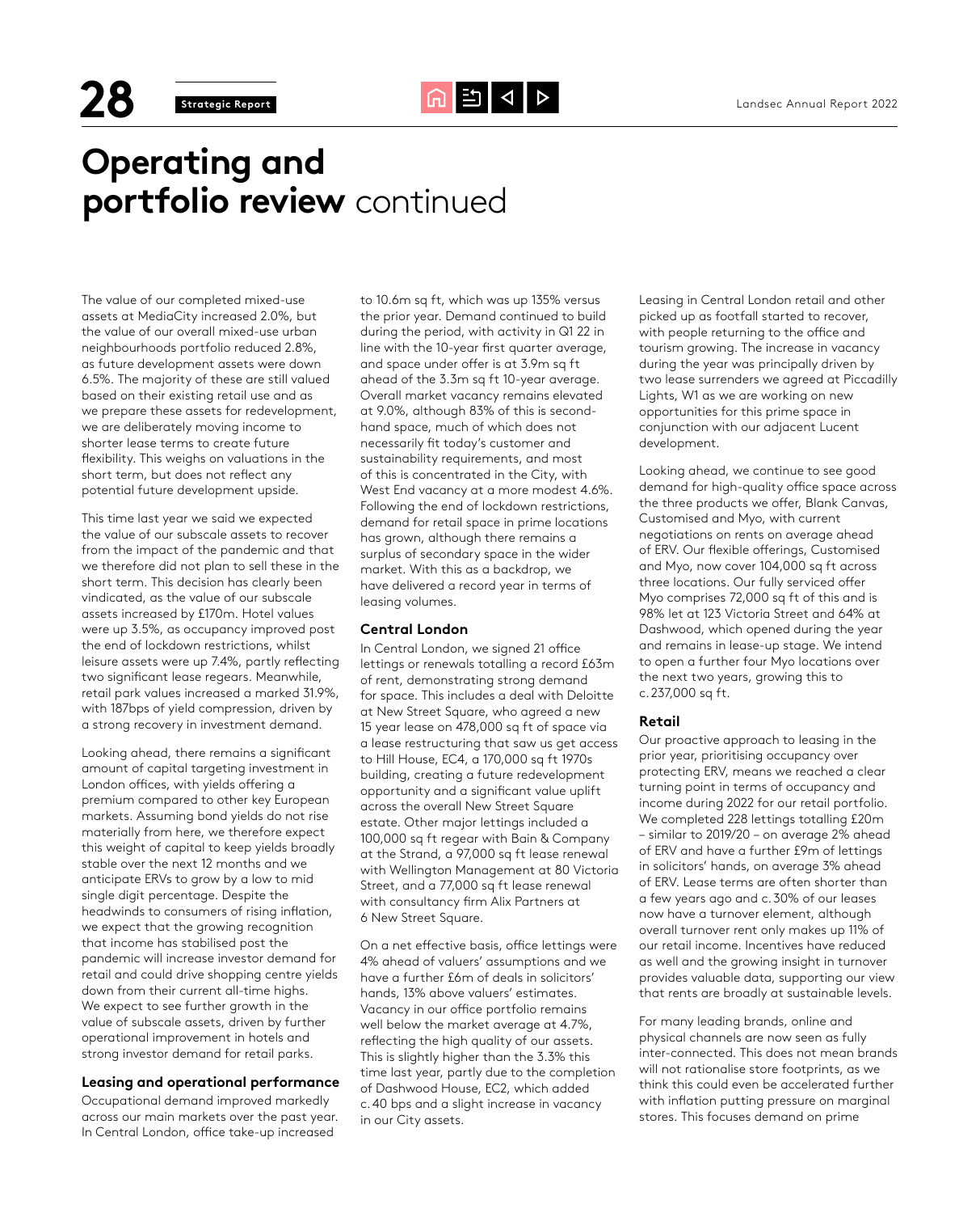# **Operating and portfolio review** continued

The value of our completed mixed-use assets at MediaCity increased 2.0%, but the value of our overall mixed-use urban neighbourhoods portfolio reduced 2.8%, as future development assets were down 6.5%. The majority of these are still valued based on their existing retail use and as we prepare these assets for redevelopment, we are deliberately moving income to shorter lease terms to create future flexibility. This weighs on valuations in the short term, but does not reflect any potential future development upside.

This time last year we said we expected the value of our subscale assets to recover from the impact of the pandemic and that we therefore did not plan to sell these in the short term. This decision has clearly been vindicated, as the value of our subscale assets increased by £170m. Hotel values were up 3.5%, as occupancy improved post the end of lockdown restrictions, whilst leisure assets were up 7.4%, partly reflecting two significant lease regears. Meanwhile, retail park values increased a marked 31.9%, with 187bps of yield compression, driven by a strong recovery in investment demand.

Looking ahead, there remains a significant amount of capital targeting investment in London offices, with yields offering a premium compared to other key European markets. Assuming bond yields do not rise materially from here, we therefore expect this weight of capital to keep yields broadly stable over the next 12 months and we anticipate ERVs to grow by a low to mid single digit percentage. Despite the headwinds to consumers of rising inflation, we expect that the growing recognition that income has stabilised post the pandemic will increase investor demand for retail and could drive shopping centre yields down from their current all-time highs. We expect to see further growth in the value of subscale assets, driven by further operational improvement in hotels and strong investor demand for retail parks.

### Leasing and operational performance

Occupational demand improved markedly across our main markets over the past year. In Central London, office take-up increased to 10.6m sq ft, which was up 135% versus the prior year. Demand continued to build during the period, with activity in Q1 22 in line with the 10-year first quarter average, and space under offer is at 3.9m sq ft ahead of the 3.3m sq ft 10-year average. Overall market vacancy remains elevated at 9.0%, although 83% of this is second-hand space, much of which does not necessarily fit today's customer and sustainability requirements, and most of this is concentrated in the City, with West End vacancy at a more modest 4.6%. Following the end of lockdown restrictions, demand for retail space in prime locations has grown, although there remains a surplus of secondary space in the wider market. With this as a backdrop, we have delivered a record year in terms of leasing volumes.

### Central London

In Central London, we signed 21 office lettings or renewals totalling a record £63m of rent, demonstrating strong demand for space. This includes a deal with Deloitte at New Street Square, who agreed a new 15 year lease on 478,000 sq ft of space via a lease restructuring that saw us get access to Hill House, EC4, a 170,000 sq ft 1970s building, creating a future redevelopment opportunity and a significant value uplift across the overall New Street Square estate. Other major lettings included a 100,000 sq ft regear with Bain & Company at the Strand, a 97,000 sq ft lease renewal with Wellington Management at 80 Victoria Street, and a 77,000 sq ft lease renewal with consultancy firm Alix Partners at 6 New Street Square.

On a net effective basis, office lettings were 4% ahead of valuers' assumptions and we have a further £6m of deals in solicitors' hands, 13% above valuers' estimates. Vacancy in our office portfolio remains well below the market average at 4.7%, reflecting the high quality of our assets. This is slightly higher than the 3.3% this time last year, partly due to the completion of Dashwood House, EC2, which added c. 40 bps and a slight increase in vacancy in our City assets.

Leasing in Central London retail and other picked up as footfall started to recover, with people returning to the office and tourism growing. The increase in vacancy during the year was principally driven by two lease surrenders we agreed at Piccadilly Lights, W1 as we are working on new opportunities for this prime space in conjunction with our adjacent Lucent development.

Looking ahead, we continue to see good demand for high-quality office space across the three products we offer, Blank Canvas, Customised and Myo, with current negotiations on rents on average ahead of ERV. Our flexible offerings, Customised and Myo, now cover 104,000 sq ft across three locations. Our fully serviced offer Myo comprises 72,000 sq ft of this and is 98% let at 123 Victoria Street and 64% at Dashwood, which opened during the year and remains in lease-up stage. We intend to open a further four Myo locations over the next two years, growing this to c. 237,000 sq ft.

### Retail

Our proactive approach to leasing in the prior year, prioritising occupancy over protecting ERV, means we reached a clear turning point in terms of occupancy and income during 2022 for our retail portfolio. We completed 228 lettings totalling £20m – similar to 2019/20 – on average 2% ahead of ERV and have a further £9m of lettings in solicitors' hands, on average 3% ahead of ERV. Lease terms are often shorter than a few years ago and c. 30% of our leases now have a turnover element, although overall turnover rent only makes up 11% of our retail income. Incentives have reduced as well and the growing insight in turnover provides valuable data, supporting our view that rents are broadly at sustainable levels.

For many leading brands, online and physical channels are now seen as fully inter-connected. This does not mean brands will not rationalise store footprints, as we think this could even be accelerated further with inflation putting pressure on marginal stores. This focuses demand on prime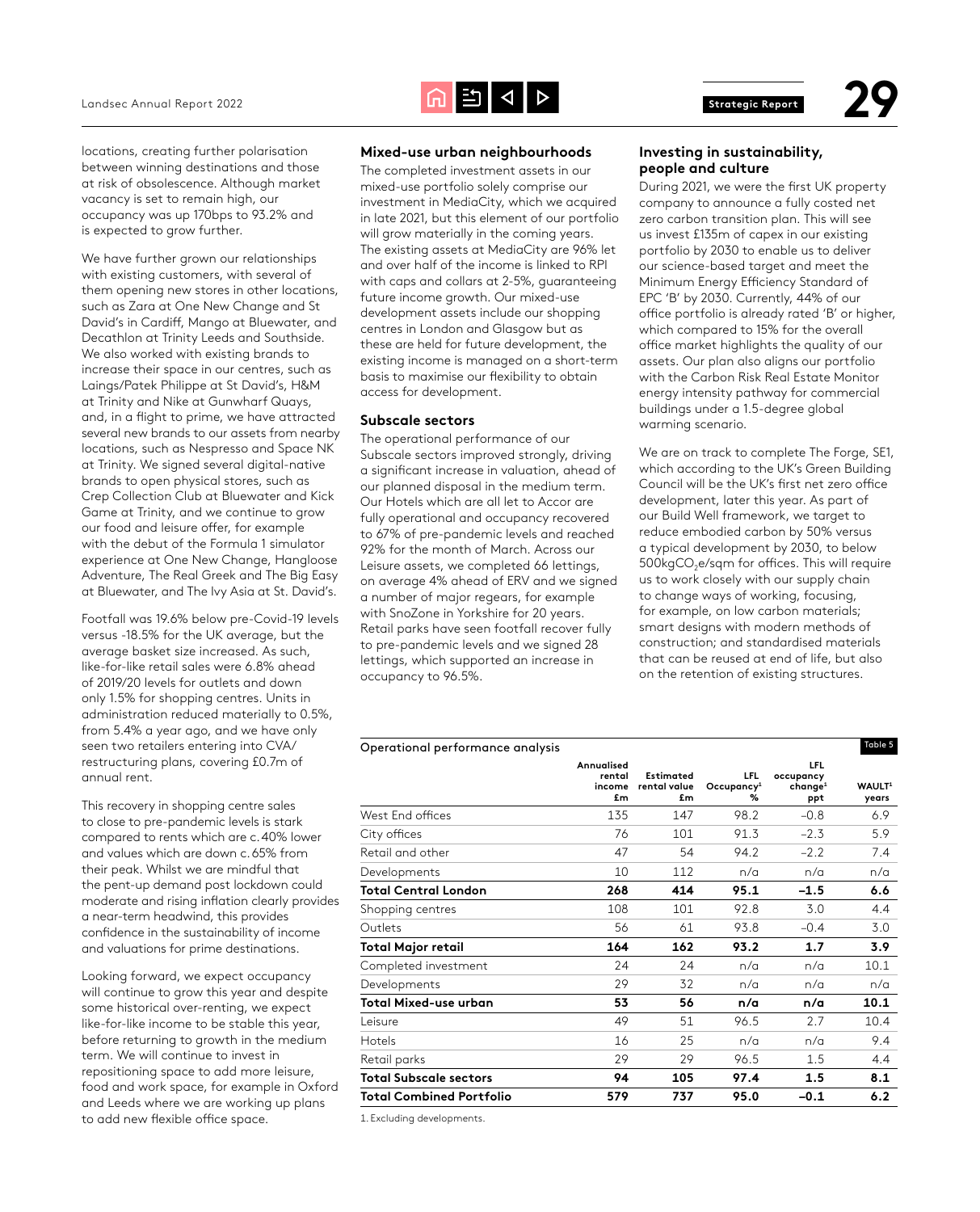locations, creating further polarisation between winning destinations and those at risk of obsolescence. Although market vacancy is set to remain high, our occupancy was up 170bps to 93.2% and is expected to grow further.

We have further grown our relationships with existing customers, with several of them opening new stores in other locations, such as Zara at One New Change and St David's in Cardiff, Mango at Bluewater, and Decathlon at Trinity Leeds and Southside. We also worked with existing brands to increase their space in our centres, such as Laings/Patek Philippe at St David's, H&M at Trinity and Nike at Gunwharf Quays, and, in a flight to prime, we have attracted several new brands to our assets from nearby locations, such as Nespresso and Space NK at Trinity. We signed several digital-native brands to open physical stores, such as Crep Collection Club at Bluewater and Kick Game at Trinity, and we continue to grow our food and leisure offer, for example with the debut of the Formula 1 simulator experience at One New Change, Hangloose Adventure, The Real Greek and The Big Easy at Bluewater, and The Ivy Asia at St. David's.

Footfall was 19.6% below pre-Covid-19 levels versus -18.5% for the UK average, but the average basket size increased. As such, like-for-like retail sales were 6.8% ahead of 2019/20 levels for outlets and down only 1.5% for shopping centres. Units in administration reduced materially to 0.5%, from 5.4% a year ago, and we have only seen two retailers entering into CVA/restructuring plans, covering £0.7m of annual rent.

This recovery in shopping centre sales to close to pre-pandemic levels is stark compared to rents which are c.40% lower and values which are down c.65% from their peak. Whilst we are mindful that the pent-up demand post lockdown could moderate and rising inflation clearly provides a near-term headwind, this provides confidence in the sustainability of income and valuations for prime destinations.

Looking forward, we expect occupancy will continue to grow this year and despite some historical over-renting, we expect like-for-like income to be stable this year, before returning to growth in the medium term. We will continue to invest in repositioning space to add more leisure, food and work space, for example in Oxford and Leeds where we are working up plans to add new flexible office space.

### Mixed-use urban neighbourhoods

The completed investment assets in our mixed-use portfolio solely comprise our investment in MediaCity, which we acquired in late 2021, but this element of our portfolio will grow materially in the coming years. The existing assets at MediaCity are 96% let and over half of the income is linked to RPI with caps and collars at 2-5%, guaranteeing future income growth. Our mixed-use development assets include our shopping centres in London and Glasgow but as these are held for future development, the existing income is managed on a short-term basis to maximise our flexibility to obtain access for development.

### Subscale sectors

The operational performance of our Subscale sectors improved strongly, driving a significant increase in valuation, ahead of our planned disposal in the medium term. Our Hotels which are all let to Accor are fully operational and occupancy recovered to 67% of pre-pandemic levels and reached 92% for the month of March. Across our Leisure assets, we completed 66 lettings, on average 4% ahead of ERV and we signed a number of major regears, for example with SnoZone in Yorkshire for 20 years. Retail parks have seen footfall recover fully to pre-pandemic levels and we signed 28 lettings, which supported an increase in occupancy to 96.5%.

### Investing in sustainability, people and culture

During 2021, we were the first UK property company to announce a fully costed net zero carbon transition plan. This will see us invest £135m of capex in our existing portfolio by 2030 to enable us to deliver our science-based target and meet the Minimum Energy Efficiency Standard of EPC 'B' by 2030. Currently, 44% of our office portfolio is already rated 'B' or higher, which compared to 15% for the overall office market highlights the quality of our assets. Our plan also aligns our portfolio with the Carbon Risk Real Estate Monitor energy intensity pathway for commercial buildings under a 1.5-degree global warming scenario.

We are on track to complete The Forge, SE1, which according to the UK's Green Building Council will be the UK's first net zero office development, later this year. As part of our Build Well framework, we target to reduce embodied carbon by 50% versus a typical development by 2030, to below 500kg$CO_2$e/sqm for offices. This will require us to work closely with our supply chain to change ways of working, focusing, for example, on low carbon materials; smart designs with modern methods of construction; and standardised materials that can be reused at end of life, but also on the retention of existing structures.

**Operational performance analysis** — Table 5

| | Annualised rental income £m | Estimated rental value £m | LFL Occupancy[1] % | LFL occupancy change[1] ppt | WAULT[1] years |
|---|---|---|---|---|---|
| West End offices | 135 | 147 | 98.2 | −0.8 | 6.9 |
| City offices | 76 | 101 | 91.3 | −2.3 | 5.9 |
| Retail and other | 47 | 54 | 94.2 | −2.2 | 7.4 |
| Developments | 10 | 112 | n/a | n/a | n/a |
| **Total Central London** | **268** | **414** | **95.1** | **−1.5** | **6.6** |
| Shopping centres | 108 | 101 | 92.8 | 3.0 | 4.4 |
| Outlets | 56 | 61 | 93.8 | −0.4 | 3.0 |
| **Total Major retail** | **164** | **162** | **93.2** | **1.7** | **3.9** |
| Completed investment | 24 | 24 | n/a | n/a | 10.1 |
| Developments | 29 | 32 | n/a | n/a | n/a |
| **Total Mixed-use urban** | **53** | **56** | **n/a** | **n/a** | **10.1** |
| Leisure | 49 | 51 | 96.5 | 2.7 | 10.4 |
| Hotels | 16 | 25 | n/a | n/a | 9.4 |
| Retail parks | 29 | 29 | 96.5 | 1.5 | 4.4 |
| **Total Subscale sectors** | **94** | **105** | **97.4** | **1.5** | **8.1** |
| **Total Combined Portfolio** | **579** | **737** | **95.0** | **−0.1** | **6.2** |

1. Excluding developments.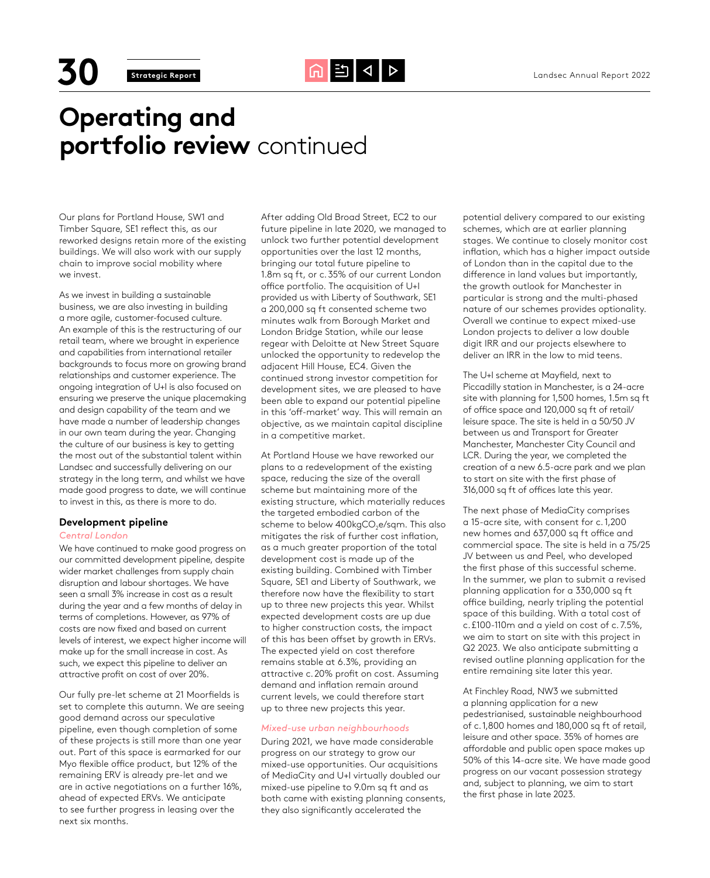# **Operating and portfolio review** continued

Our plans for Portland House, SW1 and Timber Square, SE1 reflect this, as our reworked designs retain more of the existing buildings. We will also work with our supply chain to improve social mobility where we invest.

As we invest in building a sustainable business, we are also investing in building a more agile, customer-focused culture. An example of this is the restructuring of our retail team, where we brought in experience and capabilities from international retailer backgrounds to focus more on growing brand relationships and customer experience. The ongoing integration of U+I is also focused on ensuring we preserve the unique placemaking and design capability of the team and we have made a number of leadership changes in our own team during the year. Changing the culture of our business is key to getting the most out of the substantial talent within Landsec and successfully delivering on our strategy in the long term, and whilst we have made good progress to date, we will continue to invest in this, as there is more to do.

### Development pipeline

*Central London*

We have continued to make good progress on our committed development pipeline, despite wider market challenges from supply chain disruption and labour shortages. We have seen a small 3% increase in cost as a result during the year and a few months of delay in terms of completions. However, as 97% of costs are now fixed and based on current levels of interest, we expect higher income will make up for the small increase in cost. As such, we expect this pipeline to deliver an attractive profit on cost of over 20%.

Our fully pre-let scheme at 21 Moorfields is set to complete this autumn. We are seeing good demand across our speculative pipeline, even though completion of some of these projects is still more than one year out. Part of this space is earmarked for our Myo flexible office product, but 12% of the remaining ERV is already pre-let and we are in active negotiations on a further 16%, ahead of expected ERVs. We anticipate to see further progress in leasing over the next six months.

After adding Old Broad Street, EC2 to our future pipeline in late 2020, we managed to unlock two further potential development opportunities over the last 12 months, bringing our total future pipeline to 1.8m sq ft, or c. 35% of our current London office portfolio. The acquisition of U+I provided us with Liberty of Southwark, SE1 a 200,000 sq ft consented scheme two minutes walk from Borough Market and London Bridge Station, while our lease regear with Deloitte at New Street Square unlocked the opportunity to redevelop the adjacent Hill House, EC4. Given the continued strong investor competition for development sites, we are pleased to have been able to expand our potential pipeline in this 'off-market' way. This will remain an objective, as we maintain capital discipline in a competitive market.

At Portland House we have reworked our plans to a redevelopment of the existing space, reducing the size of the overall scheme but maintaining more of the existing structure, which materially reduces the targeted embodied carbon of the scheme to below 400kg$CO_2$e/sqm. This also mitigates the risk of further cost inflation, as a much greater proportion of the total development cost is made up of the existing building. Combined with Timber Square, SE1 and Liberty of Southwark, we therefore now have the flexibility to start up to three new projects this year. Whilst expected development costs are up due to higher construction costs, the impact of this has been offset by growth in ERVs. The expected yield on cost therefore remains stable at 6.3%, providing an attractive c. 20% profit on cost. Assuming demand and inflation remain around current levels, we could therefore start up to three new projects this year.

*Mixed-use urban neighbourhoods*

During 2021, we have made considerable progress on our strategy to grow our mixed-use opportunities. Our acquisitions of MediaCity and U+I virtually doubled our mixed-use pipeline to 9.0m sq ft and as both came with existing planning consents, they also significantly accelerated the potential delivery compared to our existing schemes, which are at earlier planning stages. We continue to closely monitor cost inflation, which has a higher impact outside of London than in the capital due to the difference in land values but importantly, the growth outlook for Manchester in particular is strong and the multi-phased nature of our schemes provides optionality. Overall we continue to expect mixed-use London projects to deliver a low double digit IRR and our projects elsewhere to deliver an IRR in the low to mid teens.

The U+I scheme at Mayfield, next to Piccadilly station in Manchester, is a 24-acre site with planning for 1,500 homes, 1.5m sq ft of office space and 120,000 sq ft of retail/leisure space. The site is held in a 50/50 JV between us and Transport for Greater Manchester, Manchester City Council and LCR. During the year, we completed the creation of a new 6.5-acre park and we plan to start on site with the first phase of 316,000 sq ft of offices late this year.

The next phase of MediaCity comprises a 15-acre site, with consent for c. 1,200 new homes and 637,000 sq ft office and commercial space. The site is held in a 75/25 JV between us and Peel, who developed the first phase of this successful scheme. In the summer, we plan to submit a revised planning application for a 330,000 sq ft office building, nearly tripling the potential space of this building. With a total cost of c. £100-110m and a yield on cost of c. 7.5%, we aim to start on site with this project in Q2 2023. We also anticipate submitting a revised outline planning application for the entire remaining site later this year.

At Finchley Road, NW3 we submitted a planning application for a new pedestrianised, sustainable neighbourhood of c. 1,800 homes and 180,000 sq ft of retail, leisure and other space. 35% of homes are affordable and public open space makes up 50% of this 14-acre site. We have made good progress on our vacant possession strategy and, subject to planning, we aim to start the first phase in late 2023.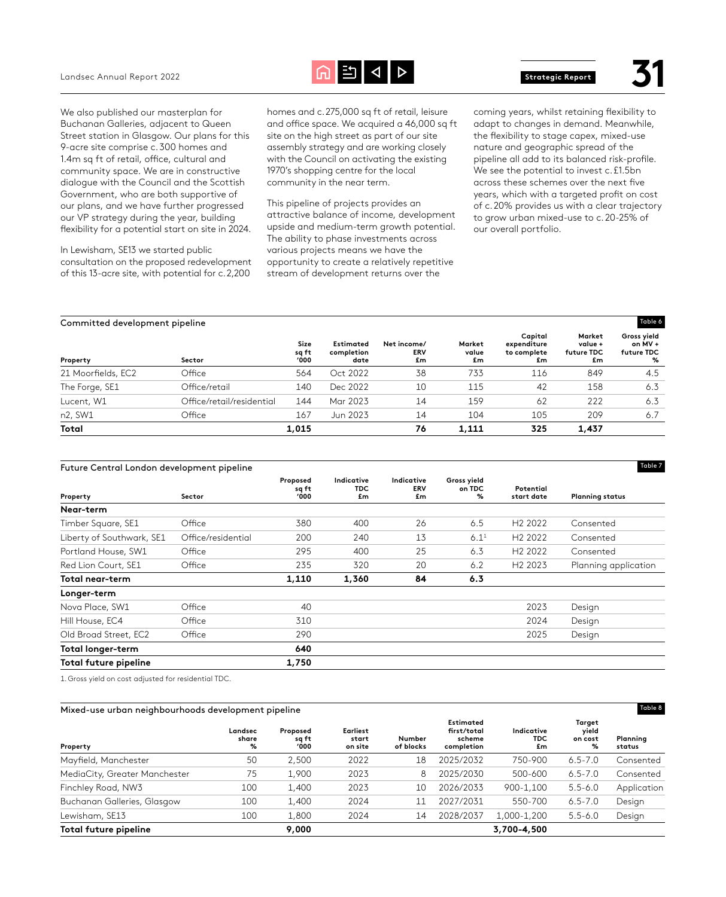We also published our masterplan for Buchanan Galleries, adjacent to Queen Street station in Glasgow. Our plans for this 9-acre site comprise c. 300 homes and 1.4m sq ft of retail, office, cultural and community space. We are in constructive dialogue with the Council and the Scottish Government, who are both supportive of our plans, and we have further progressed our VP strategy during the year, building flexibility for a potential start on site in 2024.

In Lewisham, SE13 we started public consultation on the proposed redevelopment of this 13-acre site, with potential for c. 2,200 homes and c. 275,000 sq ft of retail, leisure and office space. We acquired a 46,000 sq ft site on the high street as part of our site assembly strategy and are working closely with the Council on activating the existing 1970's shopping centre for the local community in the near term.

This pipeline of projects provides an attractive balance of income, development upside and medium-term growth potential. The ability to phase investments across various projects means we have the opportunity to create a relatively repetitive stream of development returns over the coming years, whilst retaining flexibility to adapt to changes in demand. Meanwhile, the flexibility to stage capex, mixed-use nature and geographic spread of the pipeline all add to its balanced risk-profile. We see the potential to invest c. £1.5bn across these schemes over the next five years, which with a targeted profit on cost of c. 20% provides us with a clear trajectory to grow urban mixed-use to c. 20-25% of our overall portfolio.

**Committed development pipeline** — Table 6

| Property | Sector | Size sq ft '000 | Estimated completion date | Net income/ ERV £m | Market value £m | Capital expenditure to complete £m | Market value + future TDC £m | Gross yield on MV + future TDC % |
|---|---|---|---|---|---|---|---|---|
| 21 Moorfields, EC2 | Office | 564 | Oct 2022 | 38 | 733 | 116 | 849 | 4.5 |
| The Forge, SE1 | Office/retail | 140 | Dec 2022 | 10 | 115 | 42 | 158 | 6.3 |
| Lucent, W1 | Office/retail/residential | 144 | Mar 2023 | 14 | 159 | 62 | 222 | 6.3 |
| n2, SW1 | Office | 167 | Jun 2023 | 14 | 104 | 105 | 209 | 6.7 |
| **Total** | | **1,015** | | **76** | **1,111** | **325** | **1,437** | |

**Future Central London development pipeline** — Table 7

| Property | Sector | Proposed sq ft '000 | Indicative TDC £m | Indicative ERV £m | Gross yield on TDC % | Potential start date | Planning status |
|---|---|---|---|---|---|---|---|
| **Near-term** | | | | | | | |
| Timber Square, SE1 | Office | 380 | 400 | 26 | 6.5 | H2 2022 | Consented |
| Liberty of Southwark, SE1 | Office/residential | 200 | 240 | 13 | 6.1[1] | H2 2022 | Consented |
| Portland House, SW1 | Office | 295 | 400 | 25 | 6.3 | H2 2022 | Consented |
| Red Lion Court, SE1 | Office | 235 | 320 | 20 | 6.2 | H2 2023 | Planning application |
| **Total near-term** | | **1,110** | **1,360** | **84** | **6.3** | | |
| **Longer-term** | | | | | | | |
| Nova Place, SW1 | Office | 40 | | | | 2023 | Design |
| Hill House, EC4 | Office | 310 | | | | 2024 | Design |
| Old Broad Street, EC2 | Office | 290 | | | | 2025 | Design |
| **Total longer-term** | | **640** | | | | | |
| **Total future pipeline** | | **1,750** | | | | | |

1. Gross yield on cost adjusted for residential TDC.

**Mixed-use urban neighbourhoods development pipeline** — Table 8

| Property | Landsec share % | Proposed sq ft '000 | Earliest start on site | Number of blocks | Estimated first/total scheme completion | Indicative TDC £m | Target yield on cost % | Planning status |
|---|---|---|---|---|---|---|---|---|
| Mayfield, Manchester | 50 | 2,500 | 2022 | 18 | 2025/2032 | 750-900 | 6.5-7.0 | Consented |
| MediaCity, Greater Manchester | 75 | 1,900 | 2023 | 8 | 2025/2030 | 500-600 | 6.5-7.0 | Consented |
| Finchley Road, NW3 | 100 | 1,400 | 2023 | 10 | 2026/2033 | 900-1,100 | 5.5-6.0 | Application |
| Buchanan Galleries, Glasgow | 100 | 1,400 | 2024 | 11 | 2027/2031 | 550-700 | 6.5-7.0 | Design |
| Lewisham, SE13 | 100 | 1,800 | 2024 | 14 | 2028/2037 | 1,000-1,200 | 5.5-6.0 | Design |
| **Total future pipeline** | | **9,000** | | | | **3,700-4,500** | | |